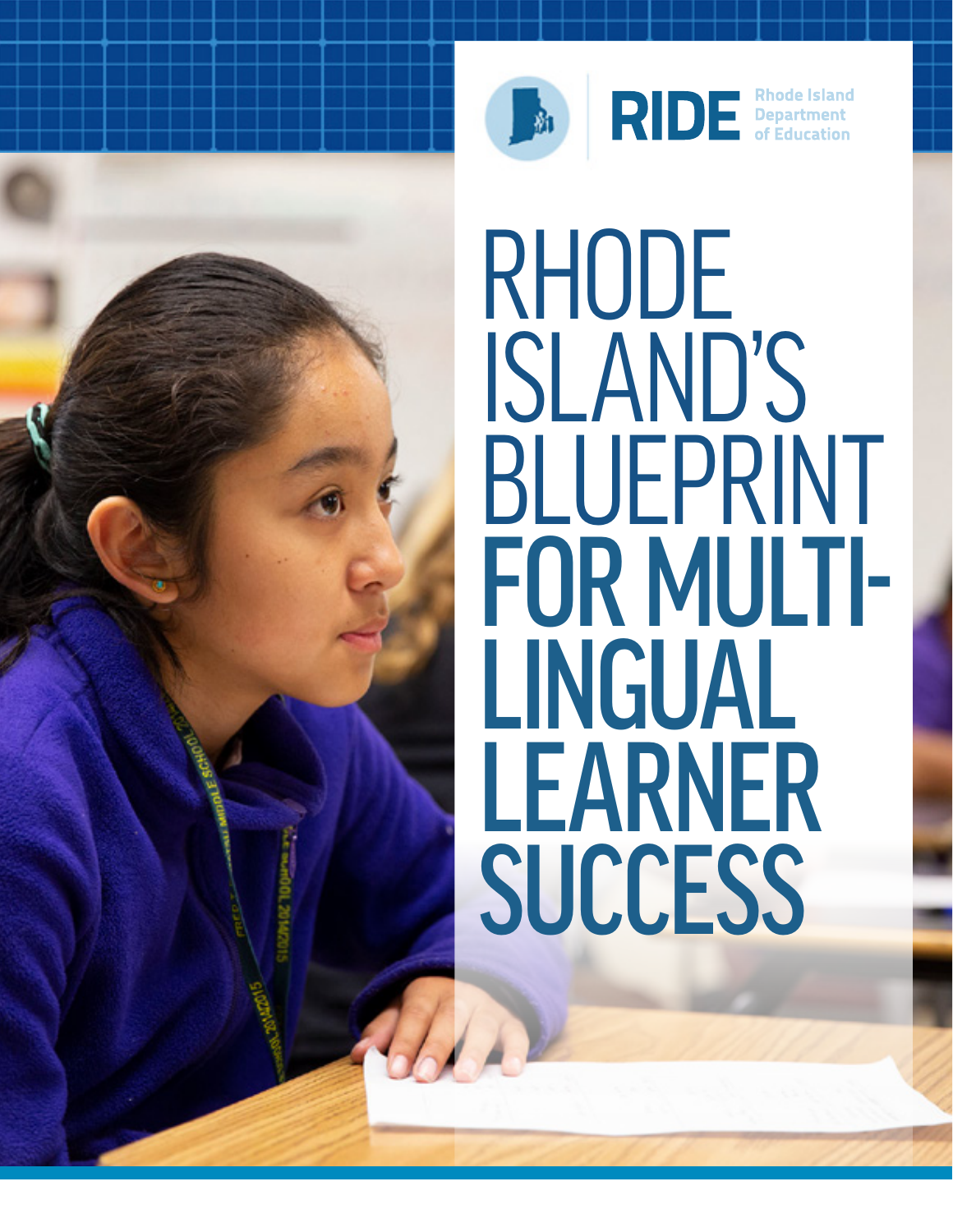RIDE Rhode Island Department of Education

# RHODE ISLAND'S BLUEPRINT FOR MULTI-LINGUAL LEARNER SUCCESS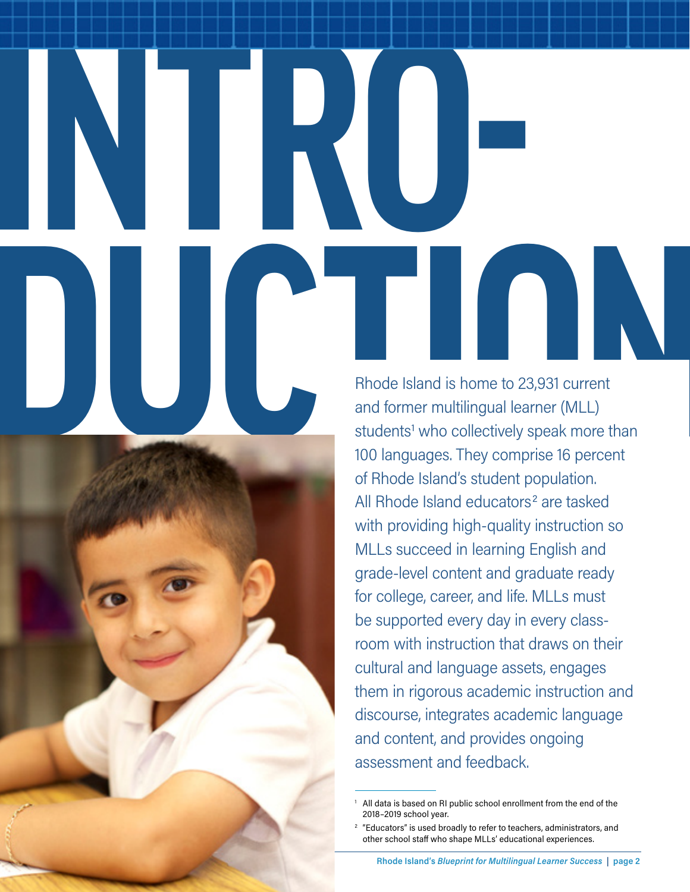# INTRODUCTION

Rhode Island is home to 23,931 current and former multilingual learner (MLL) students[1] who collectively speak more than 100 languages. They comprise 16 percent of Rhode Island's student population. All Rhode Island educators[2] are tasked with providing high-quality instruction so MLLs succeed in learning English and grade-level content and graduate ready for college, career, and life. MLLs must be supported every day in every classroom with instruction that draws on their cultural and language assets, engages them in rigorous academic instruction and discourse, integrates academic language and content, and provides ongoing assessment and feedback.

---

[1] All data is based on RI public school enrollment from the end of the 2018–2019 school year.

[2] "Educators" is used broadly to refer to teachers, administrators, and other school staff who shape MLLs' educational experiences.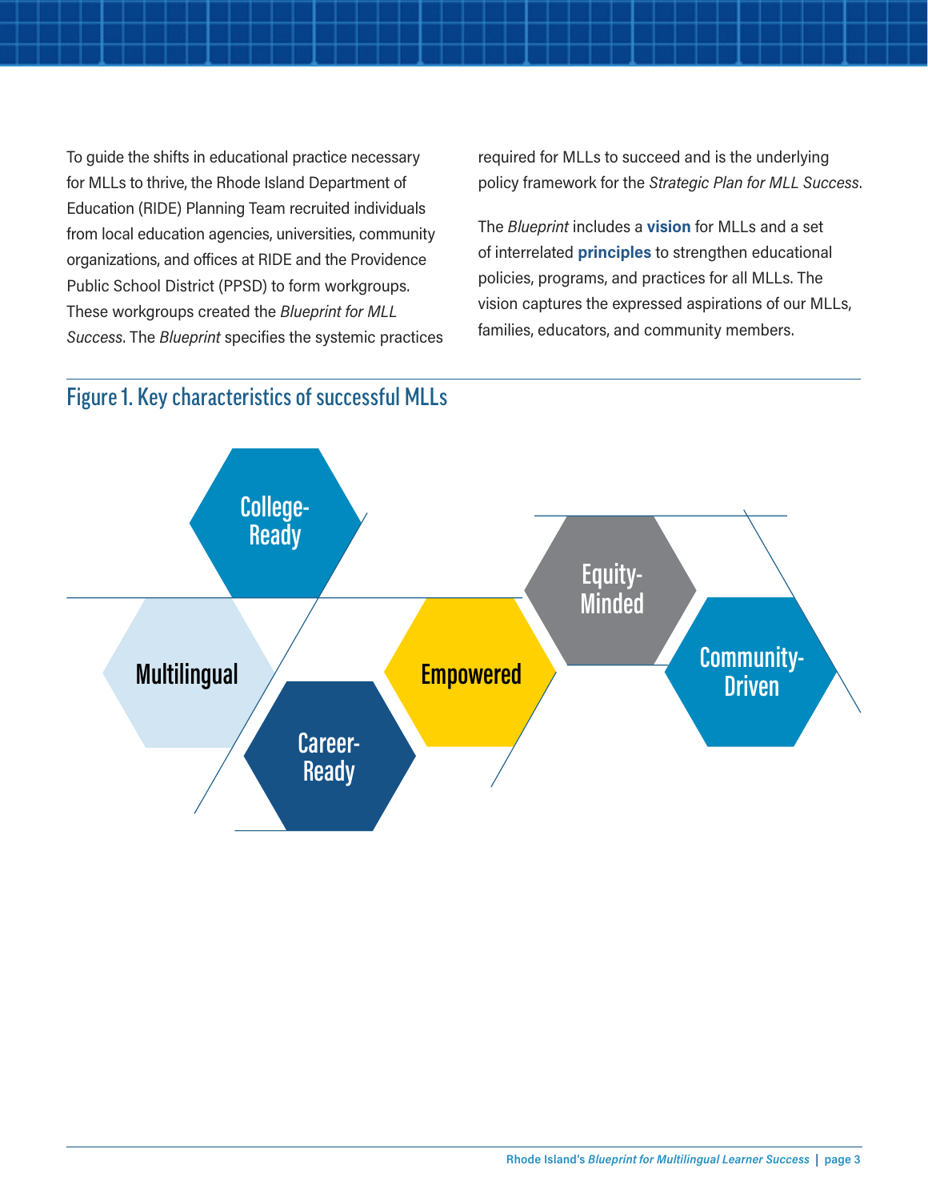To guide the shifts in educational practice necessary for MLLs to thrive, the Rhode Island Department of Education (RIDE) Planning Team recruited individuals from local education agencies, universities, community organizations, and offices at RIDE and the Providence Public School District (PPSD) to form workgroups. These workgroups created the *Blueprint for MLL Success*. The *Blueprint* specifies the systemic practices required for MLLs to succeed and is the underlying policy framework for the *Strategic Plan for MLL Success*.

The *Blueprint* includes a **vision** for MLLs and a set of interrelated **principles** to strengthen educational policies, programs, and practices for all MLLs. The vision captures the expressed aspirations of our MLLs, families, educators, and community members.

## Figure 1. Key characteristics of successful MLLs

- College-Ready
- Multilingual
- Career-Ready
- Empowered
- Equity-Minded
- Community-Driven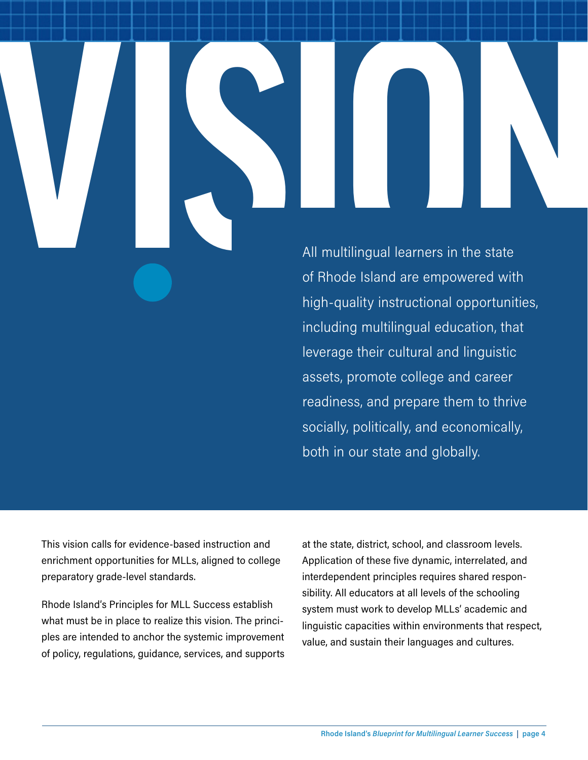# VISION

All multilingual learners in the state of Rhode Island are empowered with high-quality instructional opportunities, including multilingual education, that leverage their cultural and linguistic assets, promote college and career readiness, and prepare them to thrive socially, politically, and economically, both in our state and globally.

This vision calls for evidence-based instruction and enrichment opportunities for MLLs, aligned to college preparatory grade-level standards.

Rhode Island's Principles for MLL Success establish what must be in place to realize this vision. The principles are intended to anchor the systemic improvement of policy, regulations, guidance, services, and supports at the state, district, school, and classroom levels. Application of these five dynamic, interrelated, and interdependent principles requires shared responsibility. All educators at all levels of the schooling system must work to develop MLLs' academic and linguistic capacities within environments that respect, value, and sustain their languages and cultures.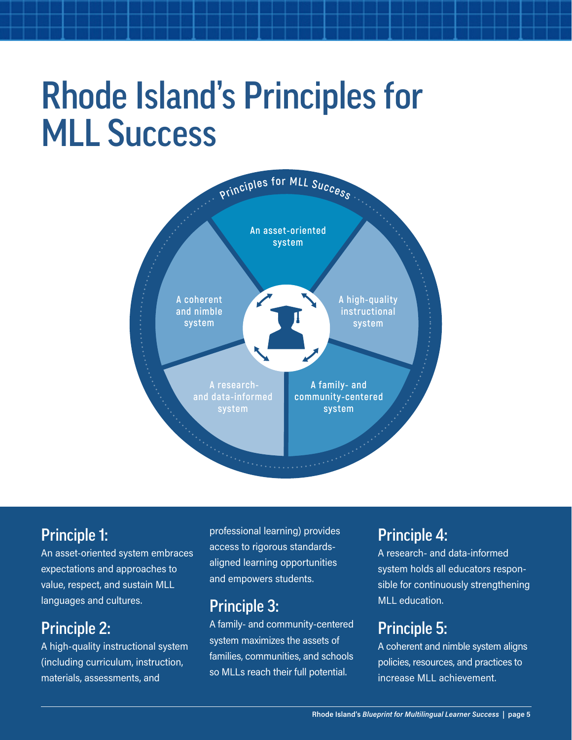# Rhode Island's Principles for MLL Success

Principles for MLL Success

An asset-oriented system

A high-quality instructional system

A family- and community-centered system

A research- and data-informed system

A coherent and nimble system

## Principle 1:

An asset-oriented system embraces expectations and approaches to value, respect, and sustain MLL languages and cultures.

## Principle 2:

A high-quality instructional system (including curriculum, instruction, materials, assessments, and professional learning) provides access to rigorous standards-aligned learning opportunities and empowers students.

## Principle 3:

A family- and community-centered system maximizes the assets of families, communities, and schools so MLLs reach their full potential.

## Principle 4:

A research- and data-informed system holds all educators responsible for continuously strengthening MLL education.

## Principle 5:

A coherent and nimble system aligns policies, resources, and practices to increase MLL achievement.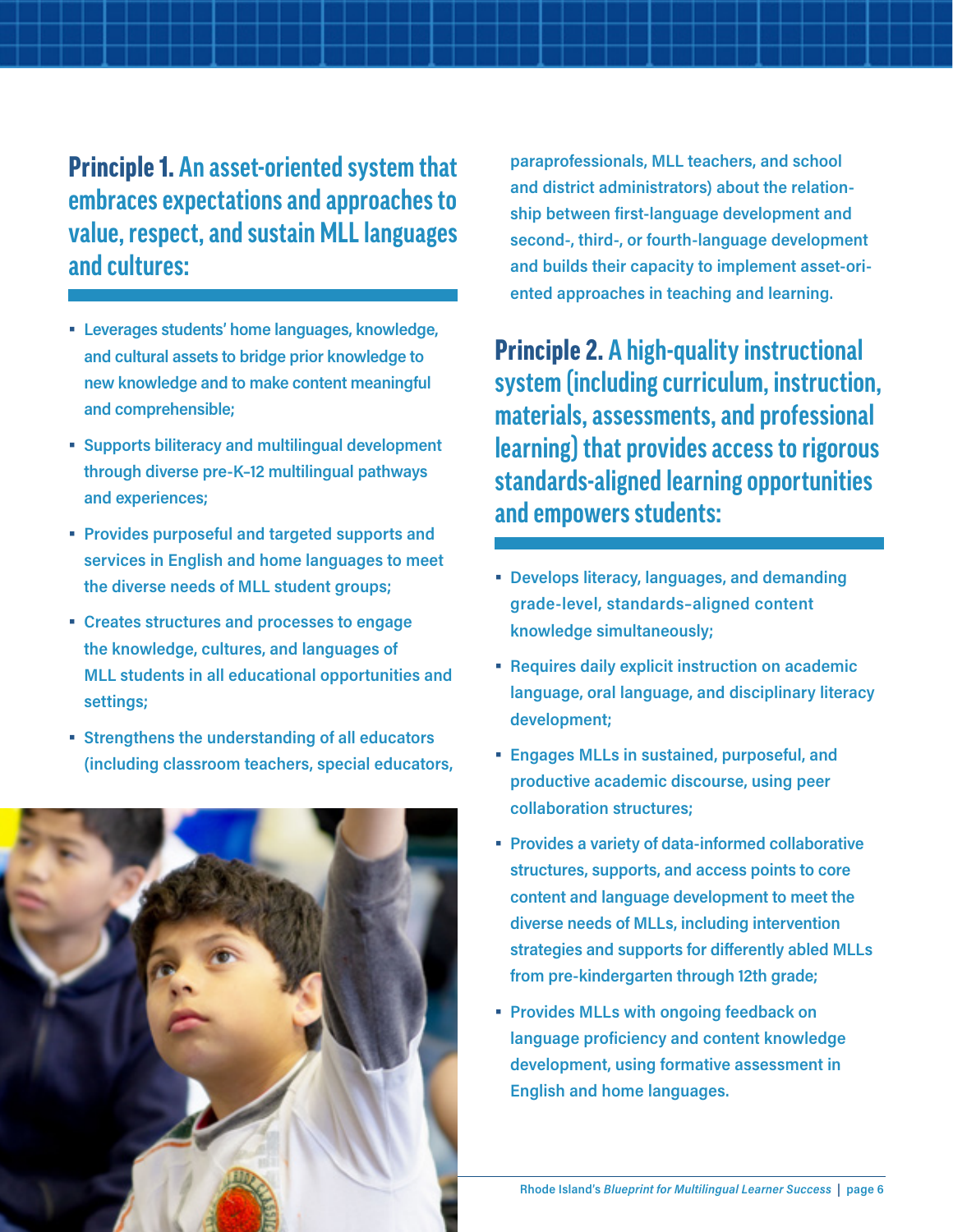## **Principle 1.** An asset-oriented system that embraces expectations and approaches to value, respect, and sustain MLL languages and cultures:

- Leverages students' home languages, knowledge, and cultural assets to bridge prior knowledge to new knowledge and to make content meaningful and comprehensible;
- Supports biliteracy and multilingual development through diverse pre-K–12 multilingual pathways and experiences;
- Provides purposeful and targeted supports and services in English and home languages to meet the diverse needs of MLL student groups;
- Creates structures and processes to engage the knowledge, cultures, and languages of MLL students in all educational opportunities and settings;
- Strengthens the understanding of all educators (including classroom teachers, special educators, paraprofessionals, MLL teachers, and school and district administrators) about the relationship between first-language development and second-, third-, or fourth-language development and builds their capacity to implement asset-oriented approaches in teaching and learning.

## **Principle 2.** A high-quality instructional system (including curriculum, instruction, materials, assessments, and professional learning) that provides access to rigorous standards-aligned learning opportunities and empowers students:

- Develops literacy, languages, and demanding grade-level, standards-aligned content knowledge simultaneously;
- Requires daily explicit instruction on academic language, oral language, and disciplinary literacy development;
- Engages MLLs in sustained, purposeful, and productive academic discourse, using peer collaboration structures;
- Provides a variety of data-informed collaborative structures, supports, and access points to core content and language development to meet the diverse needs of MLLs, including intervention strategies and supports for differently abled MLLs from pre-kindergarten through 12th grade;
- Provides MLLs with ongoing feedback on language proficiency and content knowledge development, using formative assessment in English and home languages.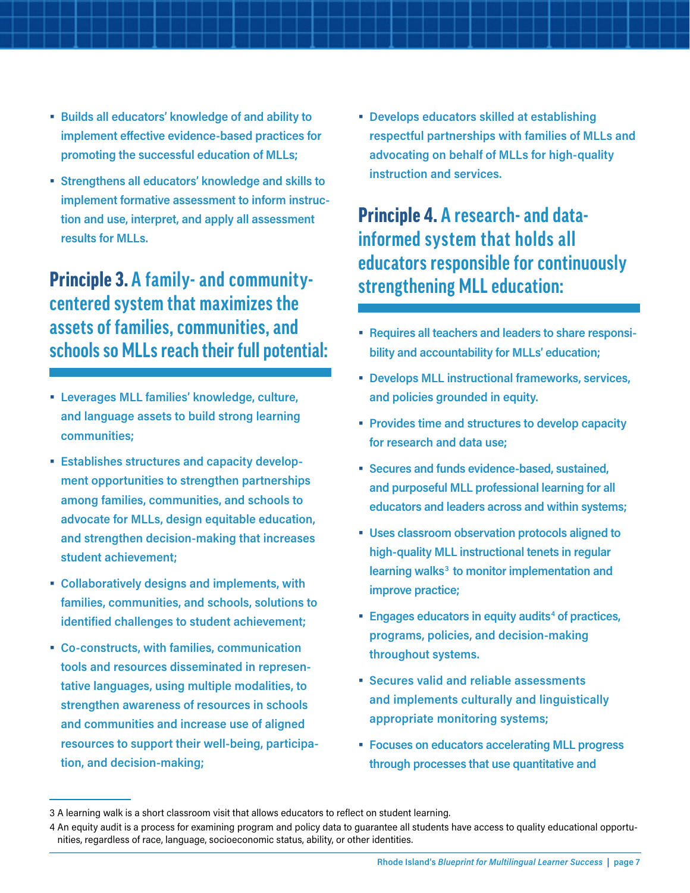- Builds all educators' knowledge of and ability to implement effective evidence-based practices for promoting the successful education of MLLs;
- Strengthens all educators' knowledge and skills to implement formative assessment to inform instruction and use, interpret, and apply all assessment results for MLLs.

## Principle 3. A family- and community-centered system that maximizes the assets of families, communities, and schools so MLLs reach their full potential:

- Leverages MLL families' knowledge, culture, and language assets to build strong learning communities;
- Establishes structures and capacity development opportunities to strengthen partnerships among families, communities, and schools to advocate for MLLs, design equitable education, and strengthen decision-making that increases student achievement;
- Collaboratively designs and implements, with families, communities, and schools, solutions to identified challenges to student achievement;
- Co-constructs, with families, communication tools and resources disseminated in representative languages, using multiple modalities, to strengthen awareness of resources in schools and communities and increase use of aligned resources to support their well-being, participation, and decision-making;
- Develops educators skilled at establishing respectful partnerships with families of MLLs and advocating on behalf of MLLs for high-quality instruction and services.

## Principle 4. A research- and data-informed system that holds all educators responsible for continuously strengthening MLL education:

- Requires all teachers and leaders to share responsibility and accountability for MLLs' education;
- Develops MLL instructional frameworks, services, and policies grounded in equity.
- Provides time and structures to develop capacity for research and data use;
- Secures and funds evidence-based, sustained, and purposeful MLL professional learning for all educators and leaders across and within systems;
- Uses classroom observation protocols aligned to high-quality MLL instructional tenets in regular learning walks[3] to monitor implementation and improve practice;
- Engages educators in equity audits[4] of practices, programs, policies, and decision-making throughout systems.
- Secures valid and reliable assessments and implements culturally and linguistically appropriate monitoring systems;
- Focuses on educators accelerating MLL progress through processes that use quantitative and

---

3 A learning walk is a short classroom visit that allows educators to reflect on student learning.

4 An equity audit is a process for examining program and policy data to guarantee all students have access to quality educational opportunities, regardless of race, language, socioeconomic status, ability, or other identities.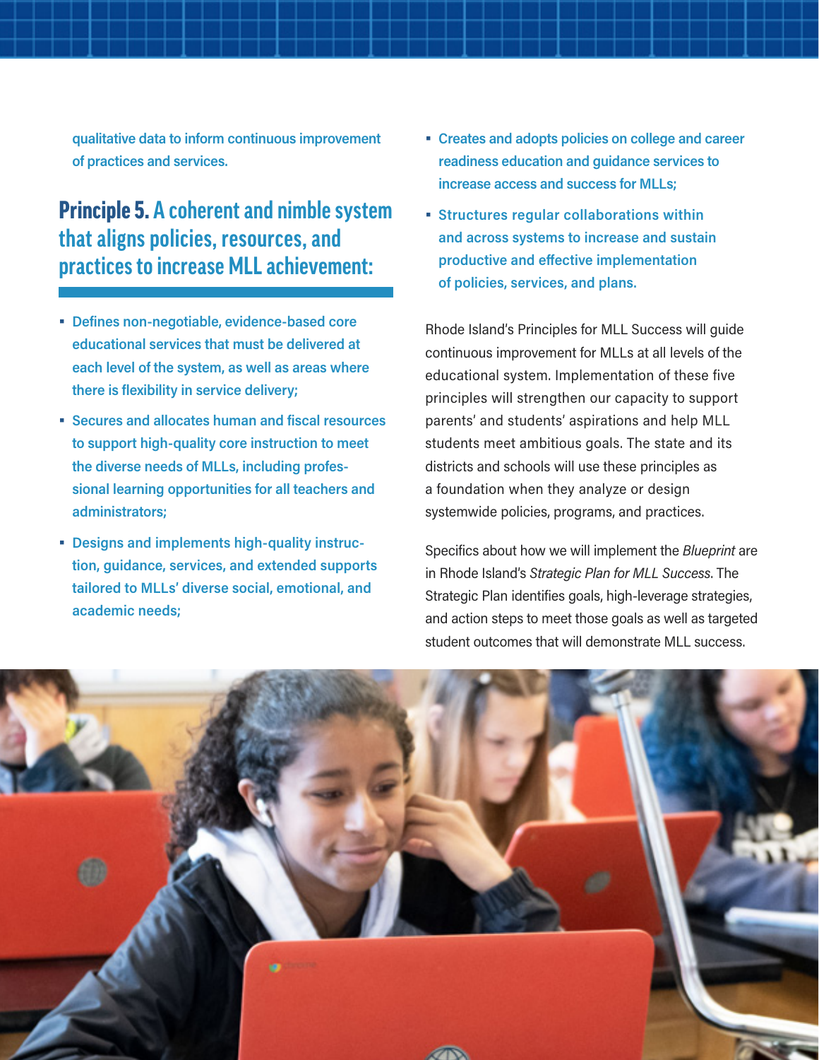qualitative data to inform continuous improvement of practices and services.

## Principle 5. A coherent and nimble system that aligns policies, resources, and practices to increase MLL achievement:

- Defines non-negotiable, evidence-based core educational services that must be delivered at each level of the system, as well as areas where there is flexibility in service delivery;
- Secures and allocates human and fiscal resources to support high-quality core instruction to meet the diverse needs of MLLs, including professional learning opportunities for all teachers and administrators;
- Designs and implements high-quality instruction, guidance, services, and extended supports tailored to MLLs' diverse social, emotional, and academic needs;
- Creates and adopts policies on college and career readiness education and guidance services to increase access and success for MLLs;
- Structures regular collaborations within and across systems to increase and sustain productive and effective implementation of policies, services, and plans.

Rhode Island's Principles for MLL Success will guide continuous improvement for MLLs at all levels of the educational system. Implementation of these five principles will strengthen our capacity to support parents' and students' aspirations and help MLL students meet ambitious goals. The state and its districts and schools will use these principles as a foundation when they analyze or design systemwide policies, programs, and practices.

Specifics about how we will implement the *Blueprint* are in Rhode Island's *Strategic Plan for MLL Success*. The Strategic Plan identifies goals, high-leverage strategies, and action steps to meet those goals as well as targeted student outcomes that will demonstrate MLL success.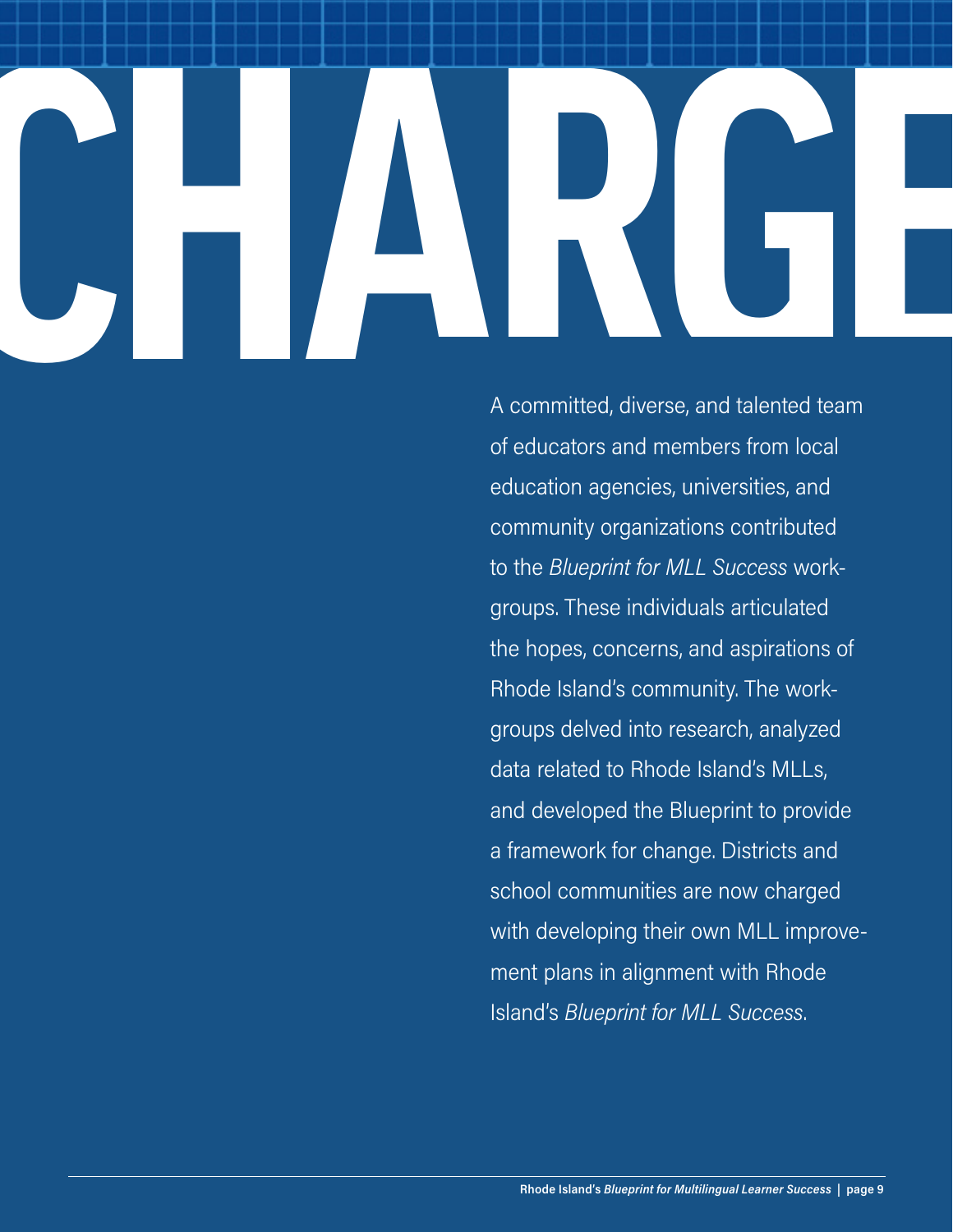# CHARGE

A committed, diverse, and talented team of educators and members from local education agencies, universities, and community organizations contributed to the *Blueprint for MLL Success* workgroups. These individuals articulated the hopes, concerns, and aspirations of Rhode Island's community. The workgroups delved into research, analyzed data related to Rhode Island's MLLs, and developed the Blueprint to provide a framework for change. Districts and school communities are now charged with developing their own MLL improvement plans in alignment with Rhode Island's *Blueprint for MLL Success*.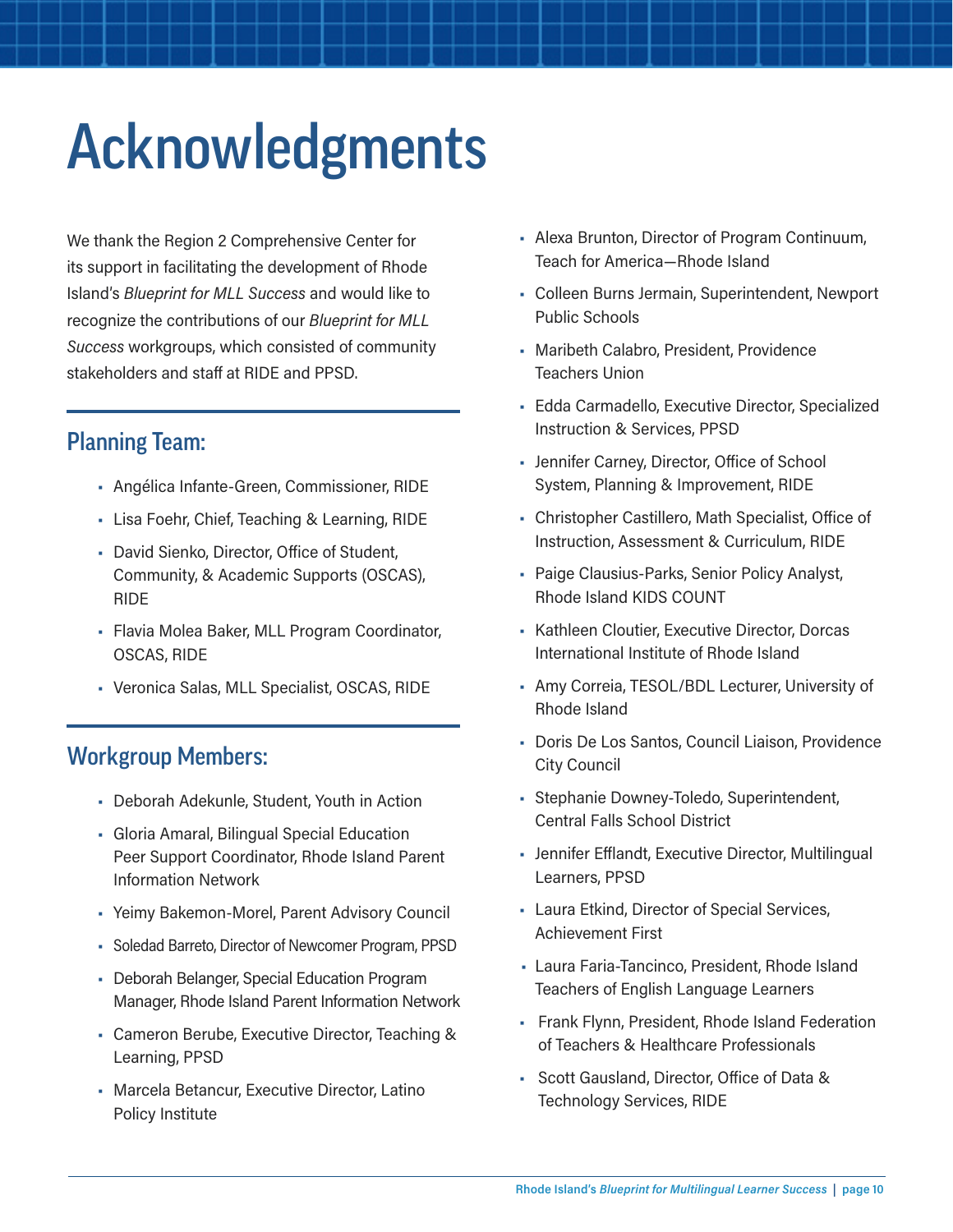# Acknowledgments

We thank the Region 2 Comprehensive Center for its support in facilitating the development of Rhode Island's *Blueprint for MLL Success* and would like to recognize the contributions of our *Blueprint for MLL Success* workgroups, which consisted of community stakeholders and staff at RIDE and PPSD.

## Planning Team:

- Angélica Infante-Green, Commissioner, RIDE
- Lisa Foehr, Chief, Teaching & Learning, RIDE
- David Sienko, Director, Office of Student, Community, & Academic Supports (OSCAS), RIDE
- Flavia Molea Baker, MLL Program Coordinator, OSCAS, RIDE
- Veronica Salas, MLL Specialist, OSCAS, RIDE

## Workgroup Members:

- Deborah Adekunle, Student, Youth in Action
- Gloria Amaral, Bilingual Special Education Peer Support Coordinator, Rhode Island Parent Information Network
- Yeimy Bakemon-Morel, Parent Advisory Council
- Soledad Barreto, Director of Newcomer Program, PPSD
- Deborah Belanger, Special Education Program Manager, Rhode Island Parent Information Network
- Cameron Berube, Executive Director, Teaching & Learning, PPSD
- Marcela Betancur, Executive Director, Latino Policy Institute
- Alexa Brunton, Director of Program Continuum, Teach for America—Rhode Island
- Colleen Burns Jermain, Superintendent, Newport Public Schools
- Maribeth Calabro, President, Providence Teachers Union
- Edda Carmadello, Executive Director, Specialized Instruction & Services, PPSD
- Jennifer Carney, Director, Office of School System, Planning & Improvement, RIDE
- Christopher Castillero, Math Specialist, Office of Instruction, Assessment & Curriculum, RIDE
- Paige Clausius-Parks, Senior Policy Analyst, Rhode Island KIDS COUNT
- Kathleen Cloutier, Executive Director, Dorcas International Institute of Rhode Island
- Amy Correia, TESOL/BDL Lecturer, University of Rhode Island
- Doris De Los Santos, Council Liaison, Providence City Council
- Stephanie Downey-Toledo, Superintendent, Central Falls School District
- Jennifer Efflandt, Executive Director, Multilingual Learners, PPSD
- Laura Etkind, Director of Special Services, Achievement First
- Laura Faria-Tancinco, President, Rhode Island Teachers of English Language Learners
- Frank Flynn, President, Rhode Island Federation of Teachers & Healthcare Professionals
- Scott Gausland, Director, Office of Data & Technology Services, RIDE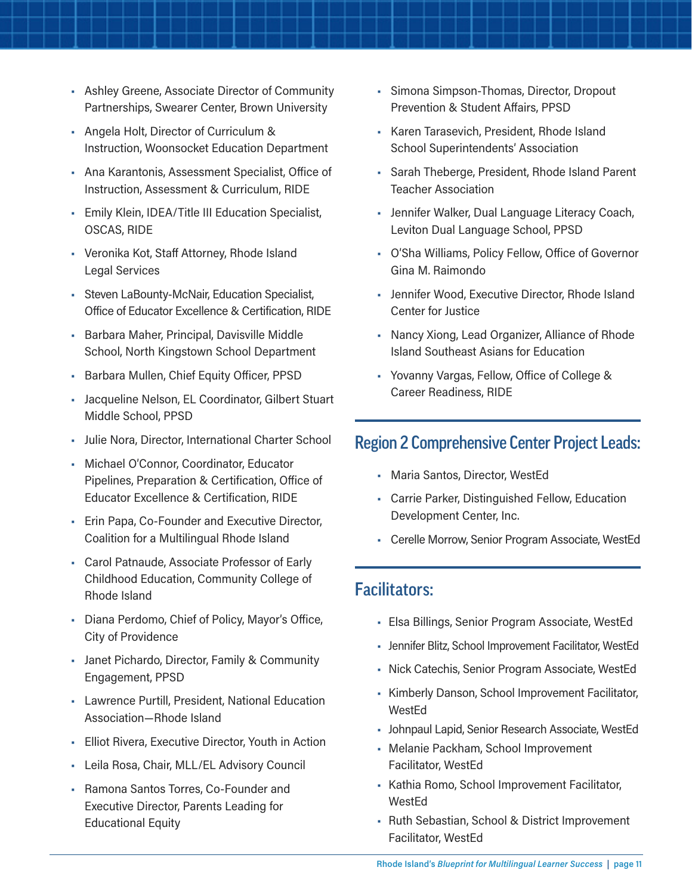- Ashley Greene, Associate Director of Community Partnerships, Swearer Center, Brown University
- Angela Holt, Director of Curriculum & Instruction, Woonsocket Education Department
- Ana Karantonis, Assessment Specialist, Office of Instruction, Assessment & Curriculum, RIDE
- Emily Klein, IDEA/Title III Education Specialist, OSCAS, RIDE
- Veronika Kot, Staff Attorney, Rhode Island Legal Services
- Steven LaBounty-McNair, Education Specialist, Office of Educator Excellence & Certification, RIDE
- Barbara Maher, Principal, Davisville Middle School, North Kingstown School Department
- Barbara Mullen, Chief Equity Officer, PPSD
- Jacqueline Nelson, EL Coordinator, Gilbert Stuart Middle School, PPSD
- Julie Nora, Director, International Charter School
- Michael O'Connor, Coordinator, Educator Pipelines, Preparation & Certification, Office of Educator Excellence & Certification, RIDE
- Erin Papa, Co-Founder and Executive Director, Coalition for a Multilingual Rhode Island
- Carol Patnaude, Associate Professor of Early Childhood Education, Community College of Rhode Island
- Diana Perdomo, Chief of Policy, Mayor's Office, City of Providence
- Janet Pichardo, Director, Family & Community Engagement, PPSD
- Lawrence Purtill, President, National Education Association—Rhode Island
- Elliot Rivera, Executive Director, Youth in Action
- Leila Rosa, Chair, MLL/EL Advisory Council
- Ramona Santos Torres, Co-Founder and Executive Director, Parents Leading for Educational Equity
- Simona Simpson-Thomas, Director, Dropout Prevention & Student Affairs, PPSD
- Karen Tarasevich, President, Rhode Island School Superintendents' Association
- Sarah Theberge, President, Rhode Island Parent Teacher Association
- Jennifer Walker, Dual Language Literacy Coach, Leviton Dual Language School, PPSD
- O'Sha Williams, Policy Fellow, Office of Governor Gina M. Raimondo
- Jennifer Wood, Executive Director, Rhode Island Center for Justice
- Nancy Xiong, Lead Organizer, Alliance of Rhode Island Southeast Asians for Education
- Yovanny Vargas, Fellow, Office of College & Career Readiness, RIDE

## Region 2 Comprehensive Center Project Leads:

- Maria Santos, Director, WestEd
- Carrie Parker, Distinguished Fellow, Education Development Center, Inc.
- Cerelle Morrow, Senior Program Associate, WestEd

## Facilitators:

- Elsa Billings, Senior Program Associate, WestEd
- Jennifer Blitz, School Improvement Facilitator, WestEd
- Nick Catechis, Senior Program Associate, WestEd
- Kimberly Danson, School Improvement Facilitator, WestEd
- Johnpaul Lapid, Senior Research Associate, WestEd
- Melanie Packham, School Improvement Facilitator, WestEd
- Kathia Romo, School Improvement Facilitator, WestEd
- Ruth Sebastian, School & District Improvement Facilitator, WestEd